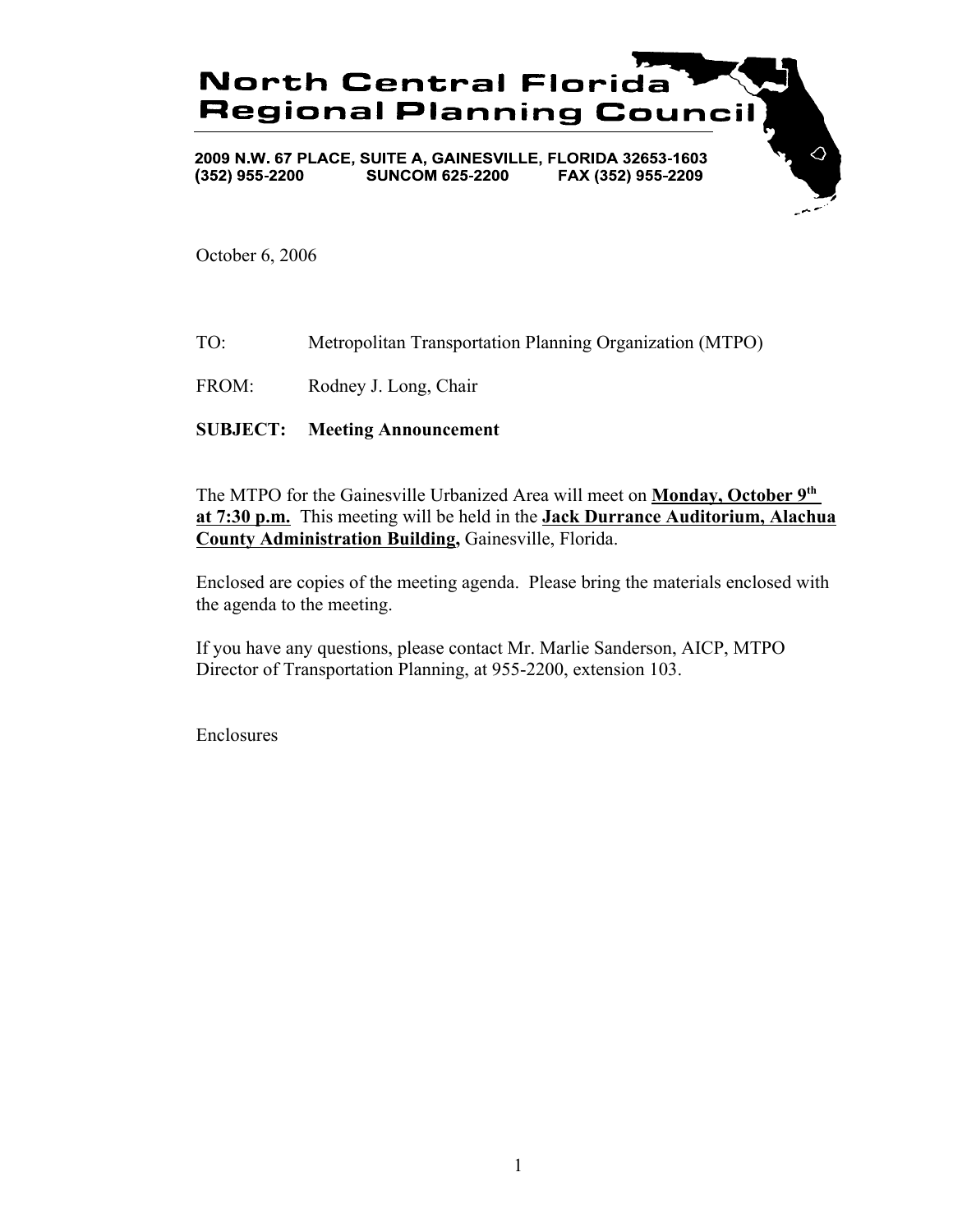# North Central Florida Regional Planning Council

**2009 N.W. 67 PLACE, SUITE A, GAINESVILLE, FLORIDA 32653-1603**
**(352) 955-2200 SUNCOM 625-2200 FAX (352) 955-2209**

October 6, 2006

TO: Metropolitan Transportation Planning Organization (MTPO)

FROM: Rodney J. Long, Chair

**SUBJECT: Meeting Announcement**

The MTPO for the Gainesville Urbanized Area will meet on **Monday, October 9th at 7:30 p.m.** This meeting will be held in the **Jack Durrance Auditorium, Alachua County Administration Building,** Gainesville, Florida.

Enclosed are copies of the meeting agenda. Please bring the materials enclosed with the agenda to the meeting.

If you have any questions, please contact Mr. Marlie Sanderson, AICP, MTPO Director of Transportation Planning, at 955-2200, extension 103.

Enclosures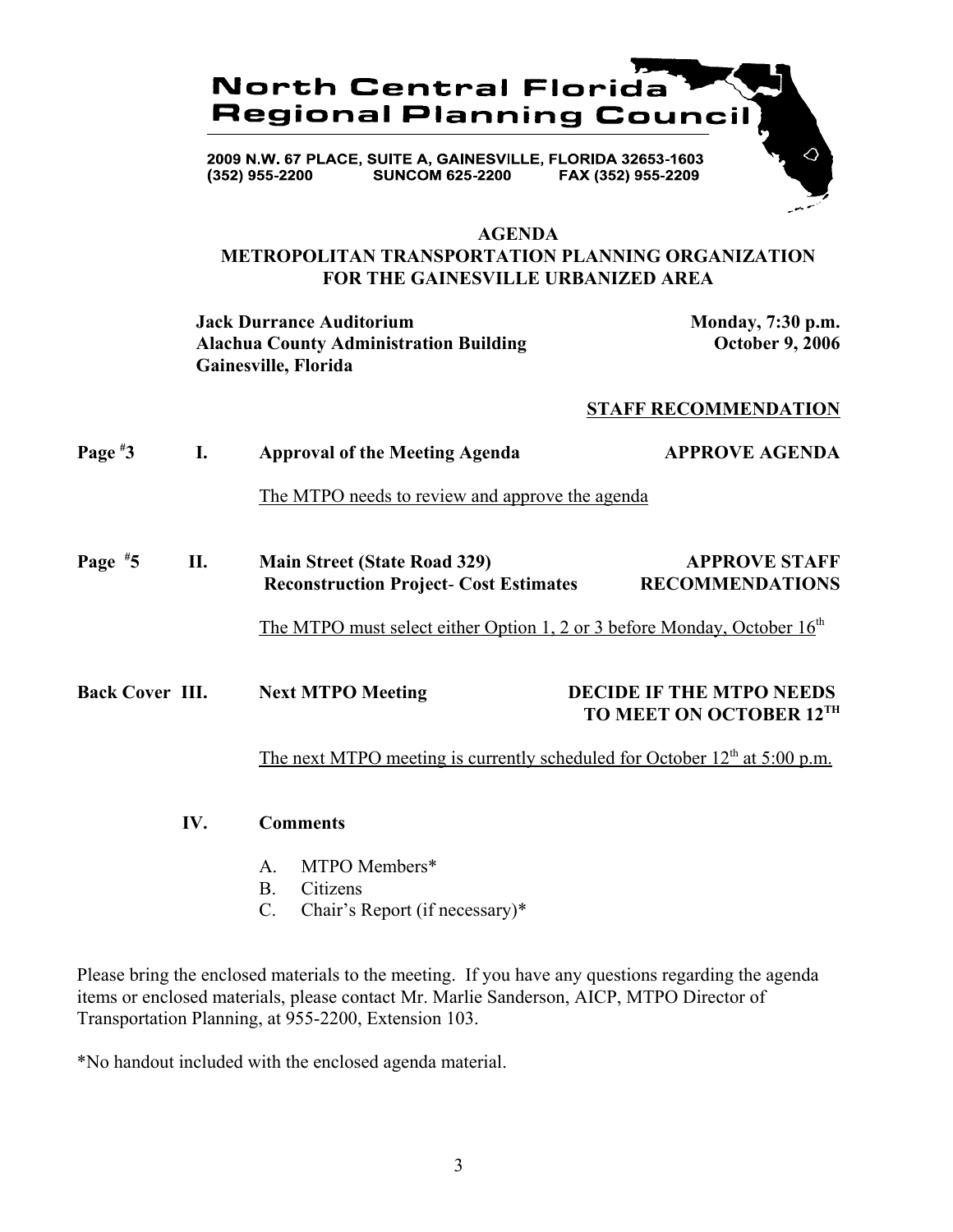**North Central Florida Regional Planning Council**

2009 N.W. 67 PLACE, SUITE A, GAINESVILLE, FLORIDA 32653-1603
(352) 955-2200 SUNCOM 625-2200 FAX (352) 955-2209

# AGENDA
## METROPOLITAN TRANSPORTATION PLANNING ORGANIZATION FOR THE GAINESVILLE URBANIZED AREA

**Jack Durrance Auditorium**
**Alachua County Administration Building**
**Gainesville, Florida**

**Monday, 7:30 p.m.**
**October 9, 2006**

**STAFF RECOMMENDATION**

**Page #3 I. Approval of the Meeting Agenda** — **APPROVE AGENDA**

The MTPO needs to review and approve the agenda

**Page #5 II. Main Street (State Road 329) Reconstruction Project- Cost Estimates** — **APPROVE STAFF RECOMMENDATIONS**

The MTPO must select either Option 1, 2 or 3 before Monday, October 16th

**Back Cover III. Next MTPO Meeting** — **DECIDE IF THE MTPO NEEDS TO MEET ON OCTOBER 12TH**

The next MTPO meeting is currently scheduled for October 12th at 5:00 p.m.

**IV. Comments**

A. MTPO Members*
B. Citizens
C. Chair's Report (if necessary)*

Please bring the enclosed materials to the meeting. If you have any questions regarding the agenda items or enclosed materials, please contact Mr. Marlie Sanderson, AICP, MTPO Director of Transportation Planning, at 955-2200, Extension 103.

*No handout included with the enclosed agenda material.